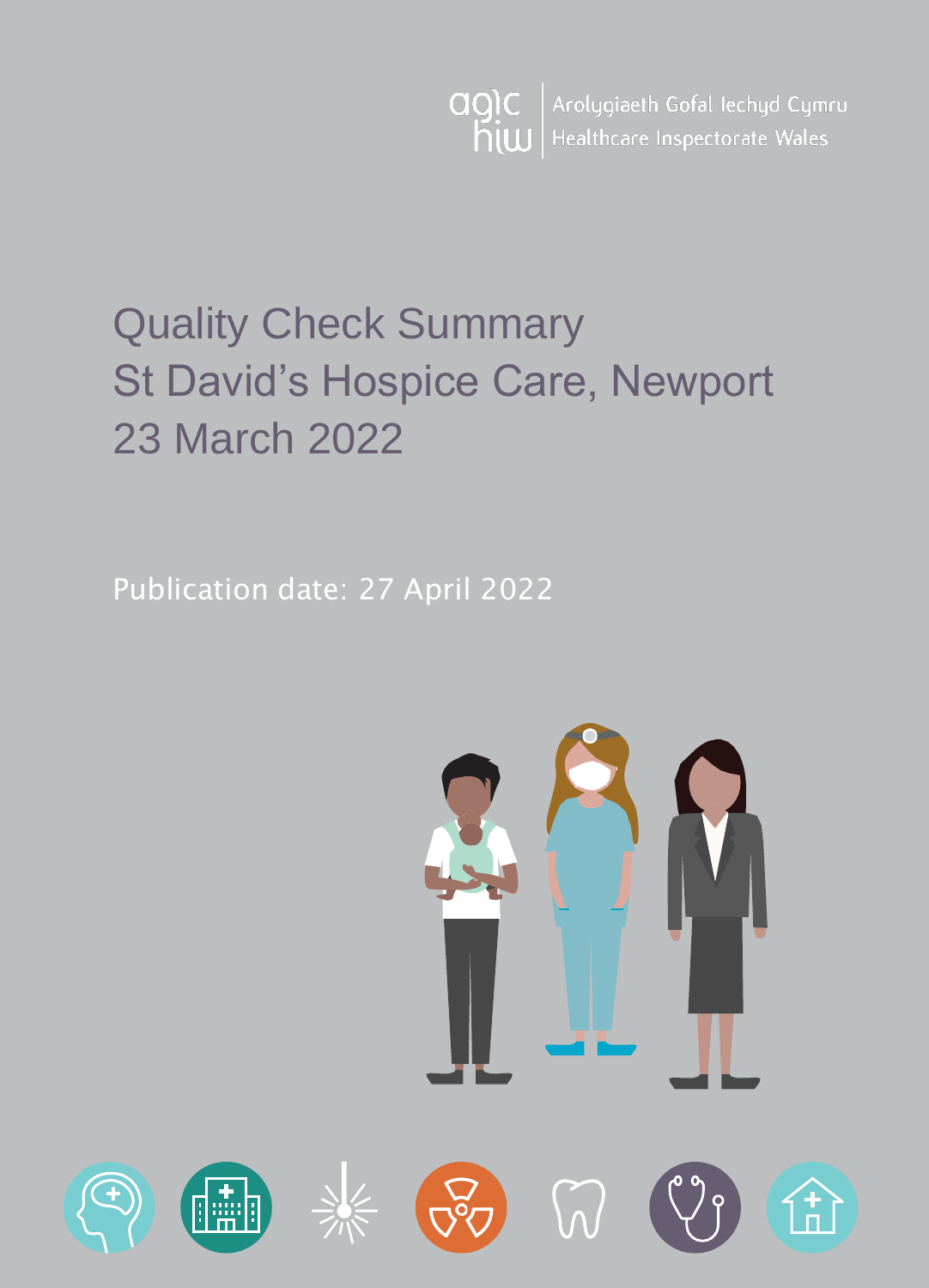Arolygiaeth Gofal Iechyd Cymru
Healthcare Inspectorate Wales

# Quality Check Summary
# St David's Hospice Care, Newport
# 23 March 2022

Publication date: 27 April 2022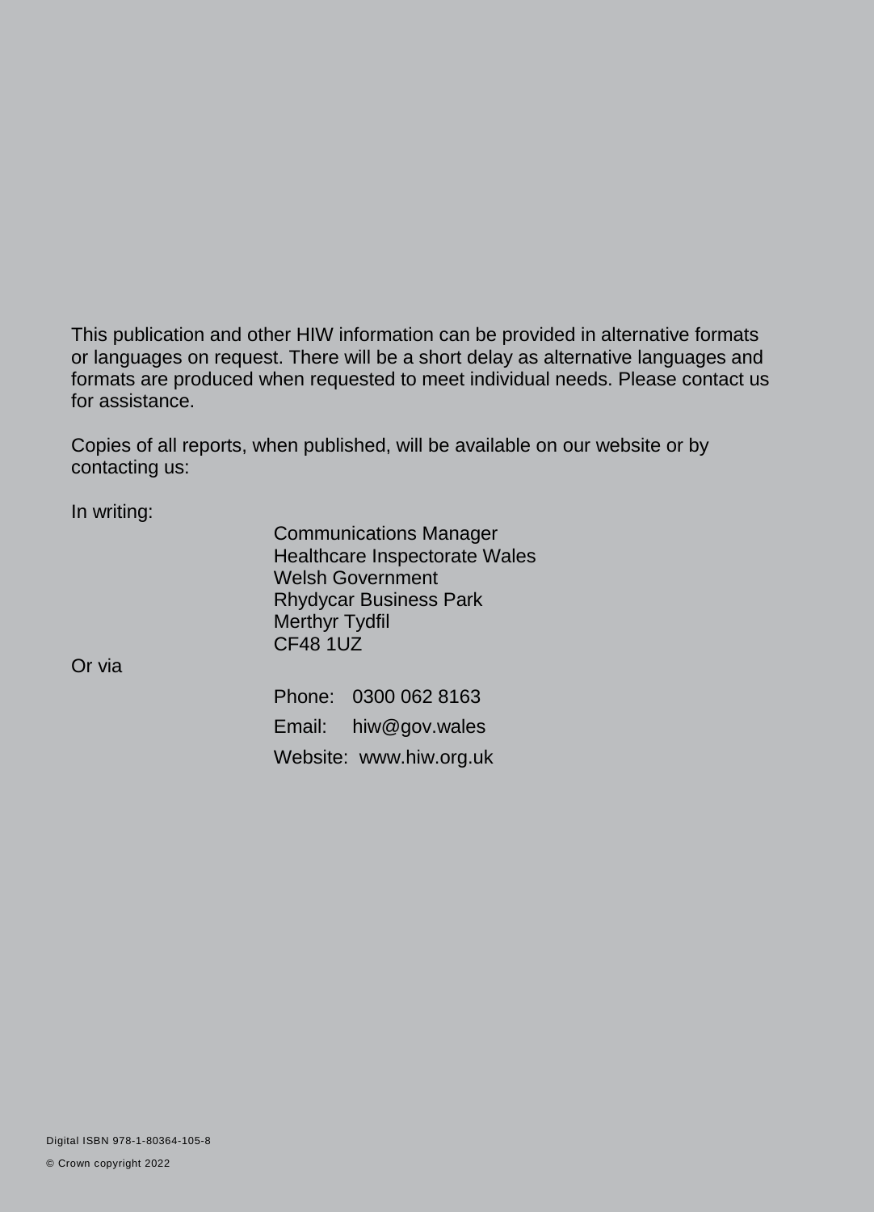This publication and other HIW information can be provided in alternative formats or languages on request. There will be a short delay as alternative languages and formats are produced when requested to meet individual needs. Please contact us for assistance.

Copies of all reports, when published, will be available on our website or by contacting us:

In writing:

Communications Manager
Healthcare Inspectorate Wales
Welsh Government
Rhydycar Business Park
Merthyr Tydfil
CF48 1UZ

Or via

Phone: 0300 062 8163

Email: hiw@gov.wales

Website: www.hiw.org.uk

Digital ISBN 978-1-80364-105-8

© Crown copyright 2022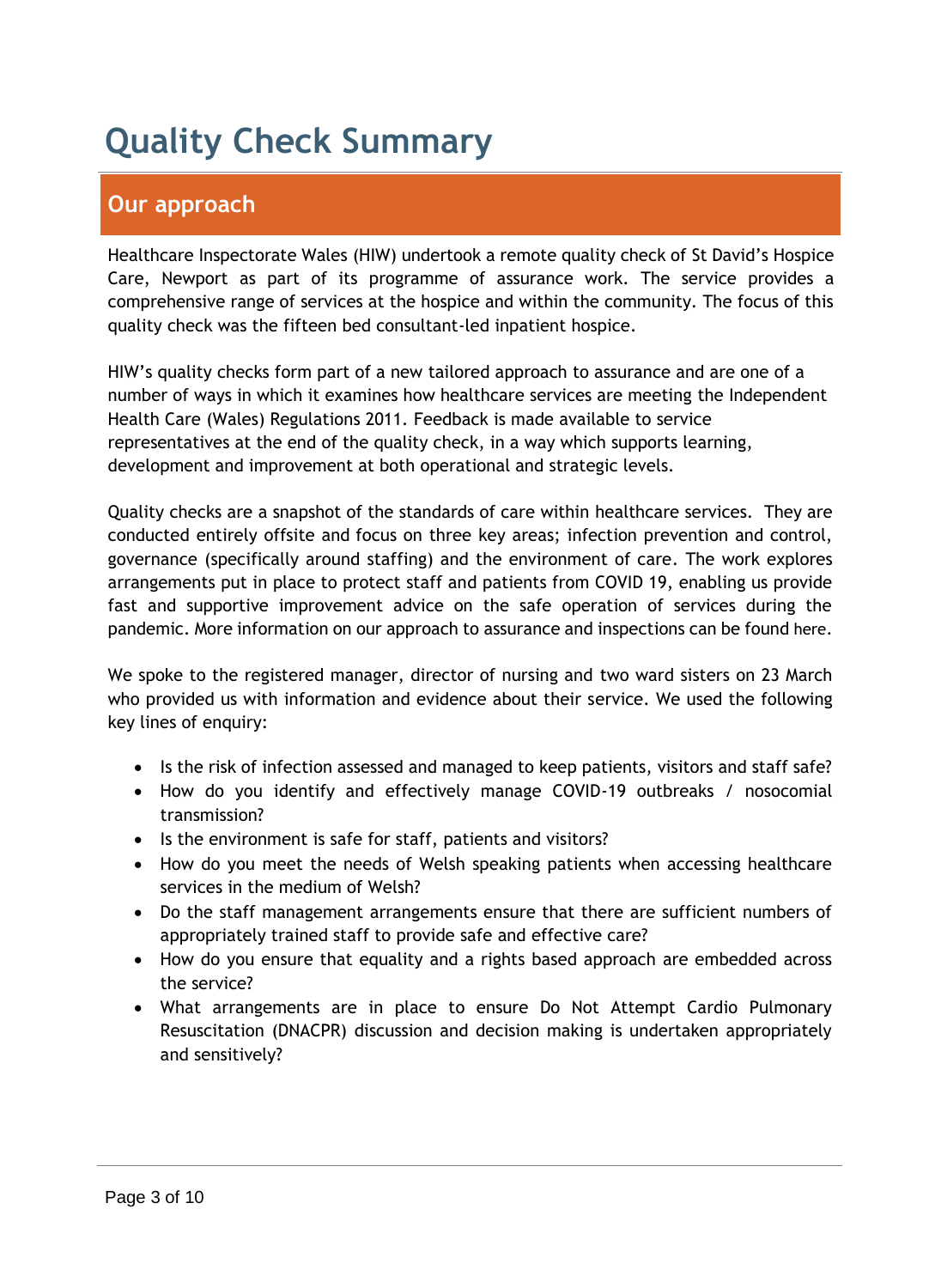# Quality Check Summary

## Our approach

Healthcare Inspectorate Wales (HIW) undertook a remote quality check of St David's Hospice Care, Newport as part of its programme of assurance work. The service provides a comprehensive range of services at the hospice and within the community. The focus of this quality check was the fifteen bed consultant-led inpatient hospice.

HIW's quality checks form part of a new tailored approach to assurance and are one of a number of ways in which it examines how healthcare services are meeting the Independent Health Care (Wales) Regulations 2011. Feedback is made available to service representatives at the end of the quality check, in a way which supports learning, development and improvement at both operational and strategic levels.

Quality checks are a snapshot of the standards of care within healthcare services. They are conducted entirely offsite and focus on three key areas; infection prevention and control, governance (specifically around staffing) and the environment of care. The work explores arrangements put in place to protect staff and patients from COVID 19, enabling us provide fast and supportive improvement advice on the safe operation of services during the pandemic. More information on our approach to assurance and inspections can be found here.

We spoke to the registered manager, director of nursing and two ward sisters on 23 March who provided us with information and evidence about their service. We used the following key lines of enquiry:

- Is the risk of infection assessed and managed to keep patients, visitors and staff safe?
- How do you identify and effectively manage COVID-19 outbreaks / nosocomial transmission?
- Is the environment is safe for staff, patients and visitors?
- How do you meet the needs of Welsh speaking patients when accessing healthcare services in the medium of Welsh?
- Do the staff management arrangements ensure that there are sufficient numbers of appropriately trained staff to provide safe and effective care?
- How do you ensure that equality and a rights based approach are embedded across the service?
- What arrangements are in place to ensure Do Not Attempt Cardio Pulmonary Resuscitation (DNACPR) discussion and decision making is undertaken appropriately and sensitively?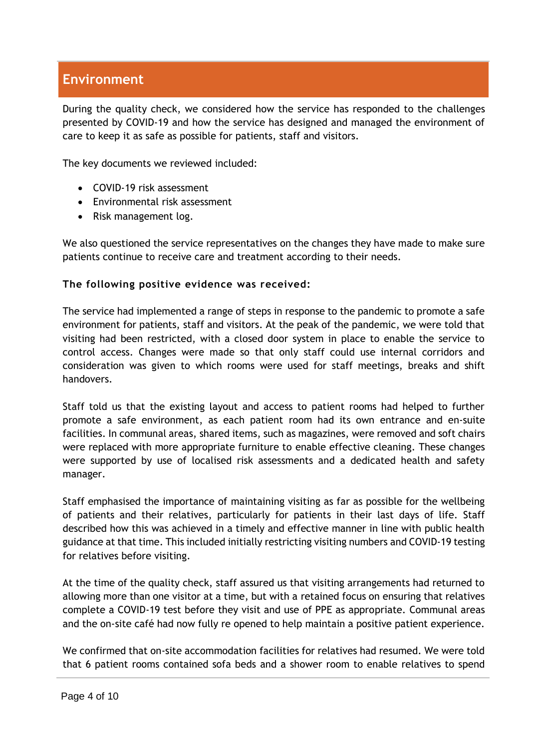## Environment

During the quality check, we considered how the service has responded to the challenges presented by COVID-19 and how the service has designed and managed the environment of care to keep it as safe as possible for patients, staff and visitors.

The key documents we reviewed included:

- COVID-19 risk assessment
- Environmental risk assessment
- Risk management log.

We also questioned the service representatives on the changes they have made to make sure patients continue to receive care and treatment according to their needs.

**The following positive evidence was received:**

The service had implemented a range of steps in response to the pandemic to promote a safe environment for patients, staff and visitors. At the peak of the pandemic, we were told that visiting had been restricted, with a closed door system in place to enable the service to control access. Changes were made so that only staff could use internal corridors and consideration was given to which rooms were used for staff meetings, breaks and shift handovers.

Staff told us that the existing layout and access to patient rooms had helped to further promote a safe environment, as each patient room had its own entrance and en-suite facilities. In communal areas, shared items, such as magazines, were removed and soft chairs were replaced with more appropriate furniture to enable effective cleaning. These changes were supported by use of localised risk assessments and a dedicated health and safety manager.

Staff emphasised the importance of maintaining visiting as far as possible for the wellbeing of patients and their relatives, particularly for patients in their last days of life. Staff described how this was achieved in a timely and effective manner in line with public health guidance at that time. This included initially restricting visiting numbers and COVID-19 testing for relatives before visiting.

At the time of the quality check, staff assured us that visiting arrangements had returned to allowing more than one visitor at a time, but with a retained focus on ensuring that relatives complete a COVID-19 test before they visit and use of PPE as appropriate. Communal areas and the on-site café had now fully re opened to help maintain a positive patient experience.

We confirmed that on-site accommodation facilities for relatives had resumed. We were told that 6 patient rooms contained sofa beds and a shower room to enable relatives to spend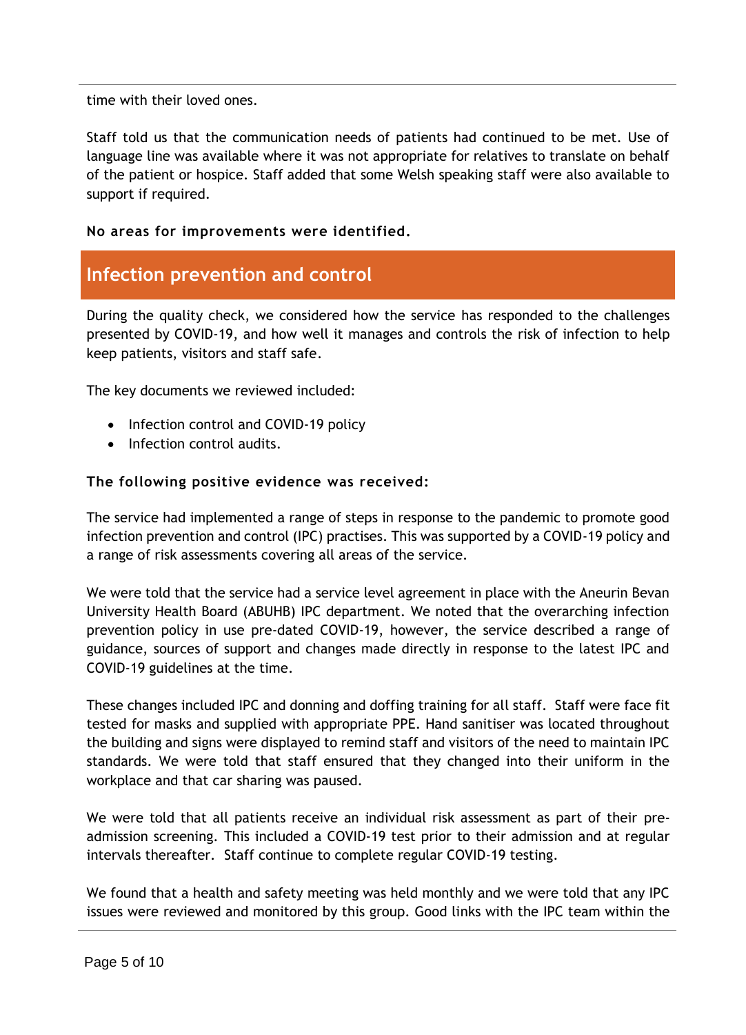time with their loved ones.

Staff told us that the communication needs of patients had continued to be met. Use of language line was available where it was not appropriate for relatives to translate on behalf of the patient or hospice. Staff added that some Welsh speaking staff were also available to support if required.

**No areas for improvements were identified.**

## Infection prevention and control

During the quality check, we considered how the service has responded to the challenges presented by COVID-19, and how well it manages and controls the risk of infection to help keep patients, visitors and staff safe.

The key documents we reviewed included:

- Infection control and COVID-19 policy
- Infection control audits.

**The following positive evidence was received:**

The service had implemented a range of steps in response to the pandemic to promote good infection prevention and control (IPC) practises. This was supported by a COVID-19 policy and a range of risk assessments covering all areas of the service.

We were told that the service had a service level agreement in place with the Aneurin Bevan University Health Board (ABUHB) IPC department. We noted that the overarching infection prevention policy in use pre-dated COVID-19, however, the service described a range of guidance, sources of support and changes made directly in response to the latest IPC and COVID-19 guidelines at the time.

These changes included IPC and donning and doffing training for all staff. Staff were face fit tested for masks and supplied with appropriate PPE. Hand sanitiser was located throughout the building and signs were displayed to remind staff and visitors of the need to maintain IPC standards. We were told that staff ensured that they changed into their uniform in the workplace and that car sharing was paused.

We were told that all patients receive an individual risk assessment as part of their pre-admission screening. This included a COVID-19 test prior to their admission and at regular intervals thereafter. Staff continue to complete regular COVID-19 testing.

We found that a health and safety meeting was held monthly and we were told that any IPC issues were reviewed and monitored by this group. Good links with the IPC team within the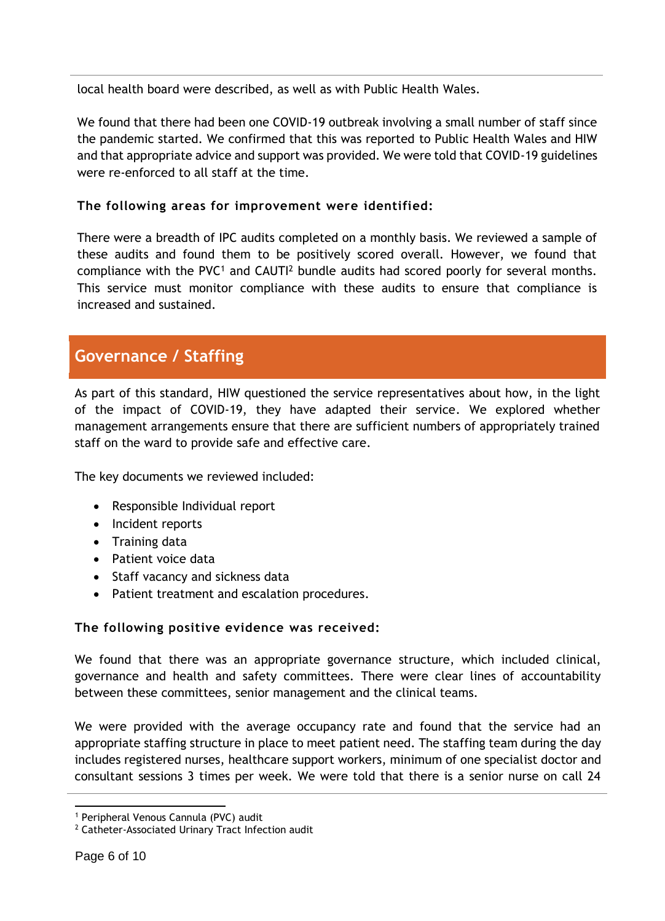local health board were described, as well as with Public Health Wales.

We found that there had been one COVID-19 outbreak involving a small number of staff since the pandemic started. We confirmed that this was reported to Public Health Wales and HIW and that appropriate advice and support was provided. We were told that COVID-19 guidelines were re-enforced to all staff at the time.

**The following areas for improvement were identified:**

There were a breadth of IPC audits completed on a monthly basis. We reviewed a sample of these audits and found them to be positively scored overall. However, we found that compliance with the PVC[1] and CAUTI[2] bundle audits had scored poorly for several months. This service must monitor compliance with these audits to ensure that compliance is increased and sustained.

## Governance / Staffing

As part of this standard, HIW questioned the service representatives about how, in the light of the impact of COVID-19, they have adapted their service. We explored whether management arrangements ensure that there are sufficient numbers of appropriately trained staff on the ward to provide safe and effective care.

The key documents we reviewed included:

- Responsible Individual report
- Incident reports
- Training data
- Patient voice data
- Staff vacancy and sickness data
- Patient treatment and escalation procedures.

**The following positive evidence was received:**

We found that there was an appropriate governance structure, which included clinical, governance and health and safety committees. There were clear lines of accountability between these committees, senior management and the clinical teams.

We were provided with the average occupancy rate and found that the service had an appropriate staffing structure in place to meet patient need. The staffing team during the day includes registered nurses, healthcare support workers, minimum of one specialist doctor and consultant sessions 3 times per week. We were told that there is a senior nurse on call 24

---

[1] Peripheral Venous Cannula (PVC) audit

[2] Catheter-Associated Urinary Tract Infection audit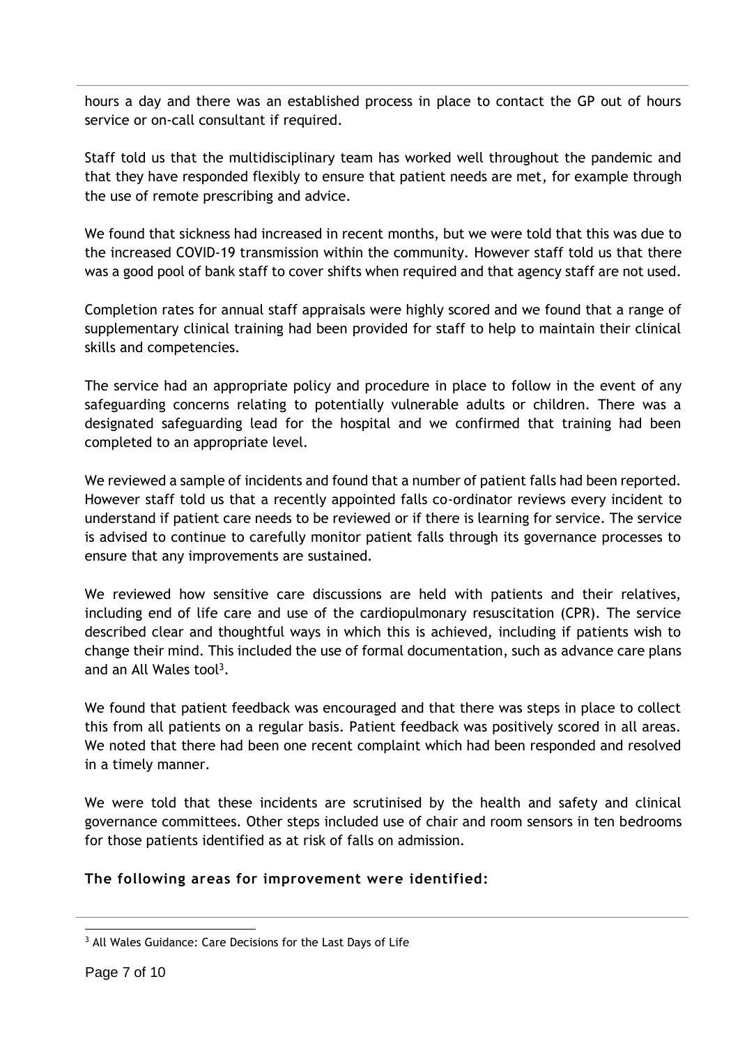hours a day and there was an established process in place to contact the GP out of hours service or on-call consultant if required.

Staff told us that the multidisciplinary team has worked well throughout the pandemic and that they have responded flexibly to ensure that patient needs are met, for example through the use of remote prescribing and advice.

We found that sickness had increased in recent months, but we were told that this was due to the increased COVID-19 transmission within the community. However staff told us that there was a good pool of bank staff to cover shifts when required and that agency staff are not used.

Completion rates for annual staff appraisals were highly scored and we found that a range of supplementary clinical training had been provided for staff to help to maintain their clinical skills and competencies.

The service had an appropriate policy and procedure in place to follow in the event of any safeguarding concerns relating to potentially vulnerable adults or children. There was a designated safeguarding lead for the hospital and we confirmed that training had been completed to an appropriate level.

We reviewed a sample of incidents and found that a number of patient falls had been reported. However staff told us that a recently appointed falls co-ordinator reviews every incident to understand if patient care needs to be reviewed or if there is learning for service. The service is advised to continue to carefully monitor patient falls through its governance processes to ensure that any improvements are sustained.

We reviewed how sensitive care discussions are held with patients and their relatives, including end of life care and use of the cardiopulmonary resuscitation (CPR). The service described clear and thoughtful ways in which this is achieved, including if patients wish to change their mind. This included the use of formal documentation, such as advance care plans and an All Wales tool[3].

We found that patient feedback was encouraged and that there was steps in place to collect this from all patients on a regular basis. Patient feedback was positively scored in all areas. We noted that there had been one recent complaint which had been responded and resolved in a timely manner.

We were told that these incidents are scrutinised by the health and safety and clinical governance committees. Other steps included use of chair and room sensors in ten bedrooms for those patients identified as at risk of falls on admission.

**The following areas for improvement were identified:**

[3] All Wales Guidance: Care Decisions for the Last Days of Life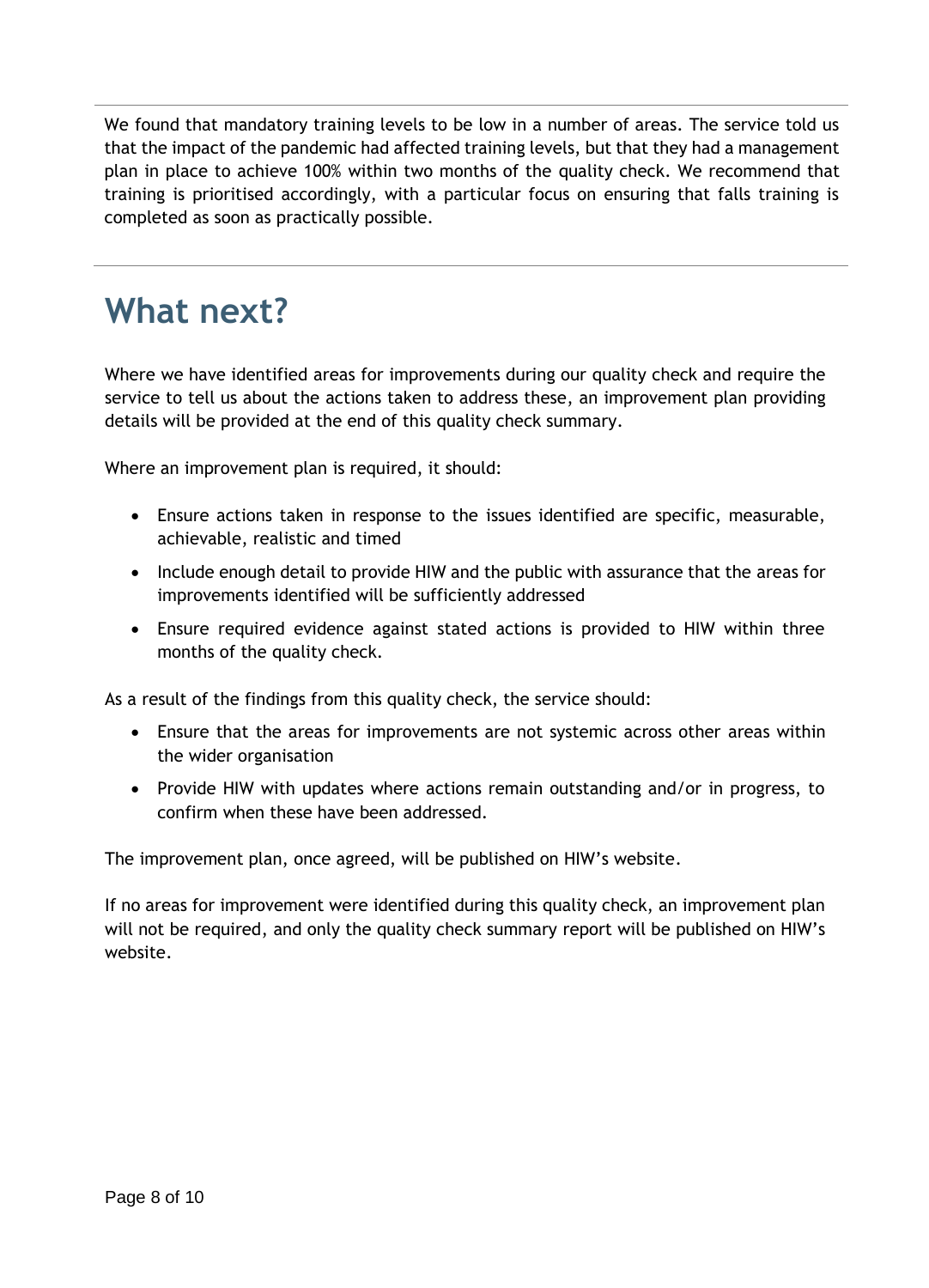We found that mandatory training levels to be low in a number of areas. The service told us that the impact of the pandemic had affected training levels, but that they had a management plan in place to achieve 100% within two months of the quality check. We recommend that training is prioritised accordingly, with a particular focus on ensuring that falls training is completed as soon as practically possible.

# What next?

Where we have identified areas for improvements during our quality check and require the service to tell us about the actions taken to address these, an improvement plan providing details will be provided at the end of this quality check summary.

Where an improvement plan is required, it should:

- Ensure actions taken in response to the issues identified are specific, measurable, achievable, realistic and timed
- Include enough detail to provide HIW and the public with assurance that the areas for improvements identified will be sufficiently addressed
- Ensure required evidence against stated actions is provided to HIW within three months of the quality check.

As a result of the findings from this quality check, the service should:

- Ensure that the areas for improvements are not systemic across other areas within the wider organisation
- Provide HIW with updates where actions remain outstanding and/or in progress, to confirm when these have been addressed.

The improvement plan, once agreed, will be published on HIW's website.

If no areas for improvement were identified during this quality check, an improvement plan will not be required, and only the quality check summary report will be published on HIW's website.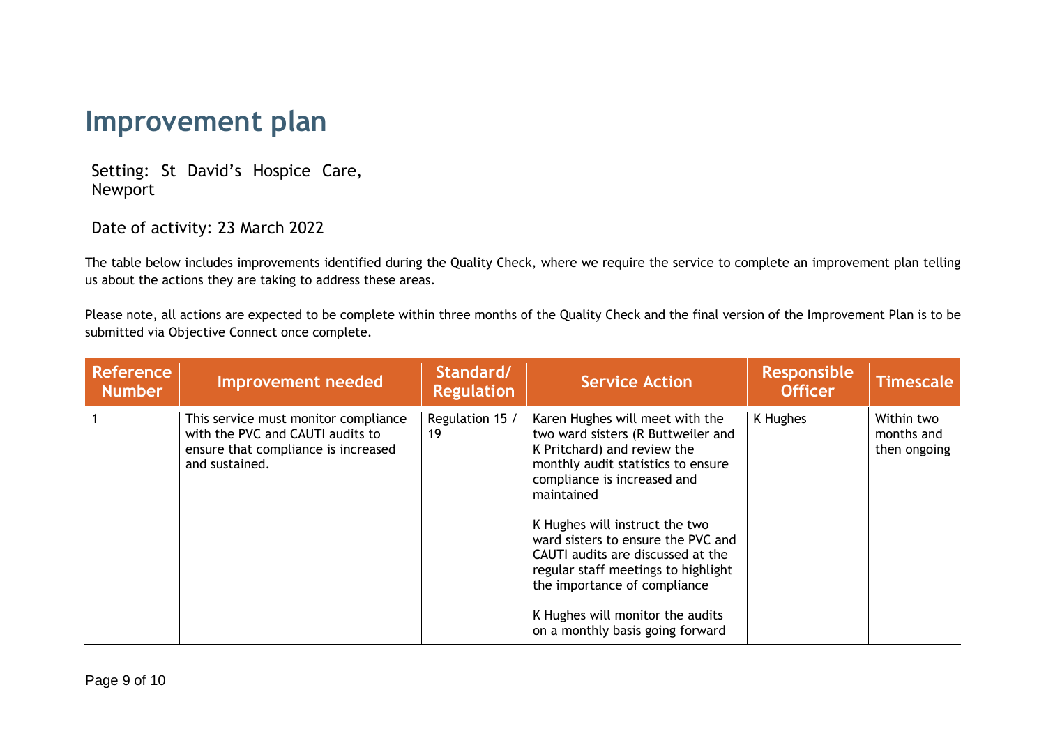# Improvement plan

Setting: St David's Hospice Care, Newport

Date of activity: 23 March 2022

The table below includes improvements identified during the Quality Check, where we require the service to complete an improvement plan telling us about the actions they are taking to address these areas.

Please note, all actions are expected to be complete within three months of the Quality Check and the final version of the Improvement Plan is to be submitted via Objective Connect once complete.

| Reference Number | Improvement needed | Standard/ Regulation | Service Action | Responsible Officer | Timescale |
|---|---|---|---|---|---|
| 1 | This service must monitor compliance with the PVC and CAUTI audits to ensure that compliance is increased and sustained. | Regulation 15 / 19 | Karen Hughes will meet with the two ward sisters (R Buttweiler and K Pritchard) and review the monthly audit statistics to ensure compliance is increased and maintained<br><br>K Hughes will instruct the two ward sisters to ensure the PVC and CAUTI audits are discussed at the regular staff meetings to highlight the importance of compliance<br><br>K Hughes will monitor the audits on a monthly basis going forward | K Hughes | Within two months and then ongoing |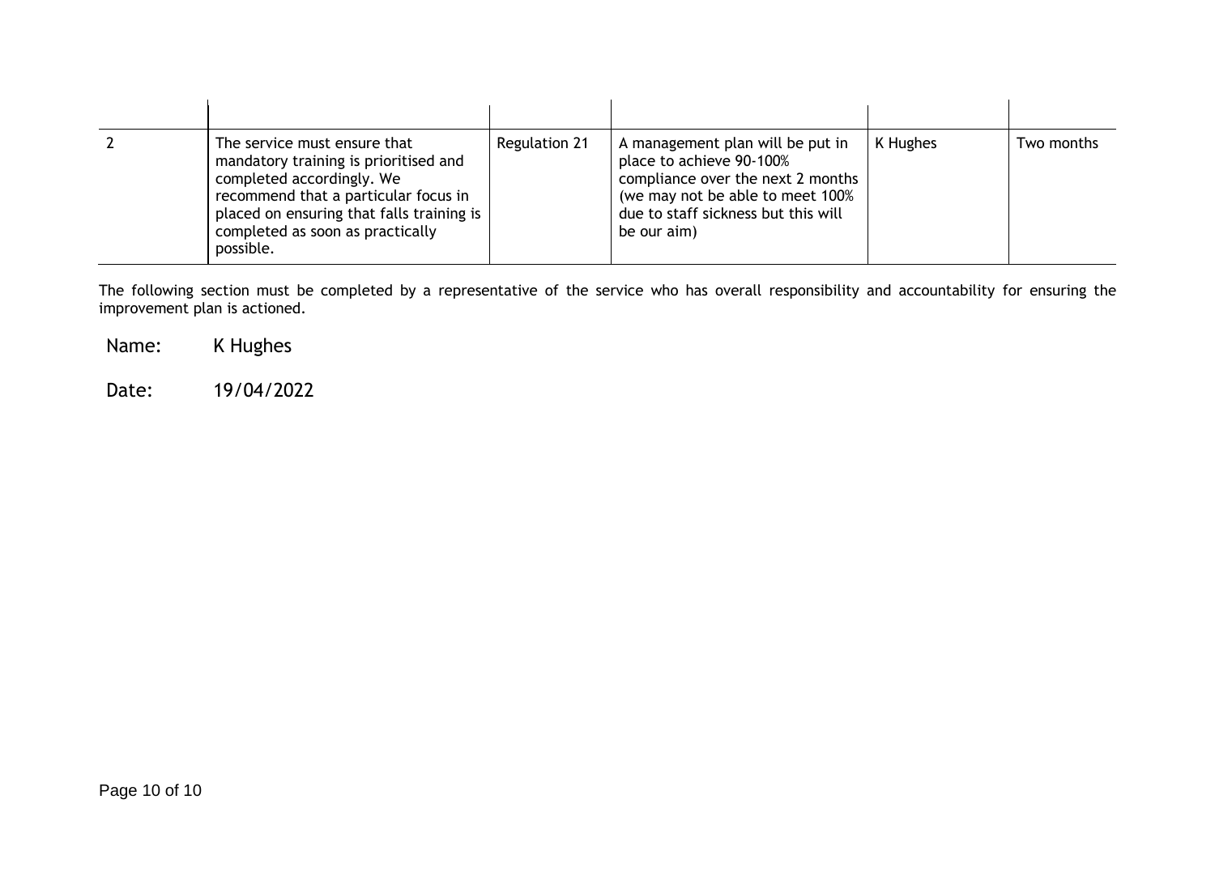| | | | | | |
|---|---|---|---|---|---|
| 2 | The service must ensure that mandatory training is prioritised and completed accordingly. We recommend that a particular focus in placed on ensuring that falls training is completed as soon as practically possible. | Regulation 21 | A management plan will be put in place to achieve 90-100% compliance over the next 2 months (we may not be able to meet 100% due to staff sickness but this will be our aim) | K Hughes | Two months |

The following section must be completed by a representative of the service who has overall responsibility and accountability for ensuring the improvement plan is actioned.

Name: K Hughes

Date: 19/04/2022